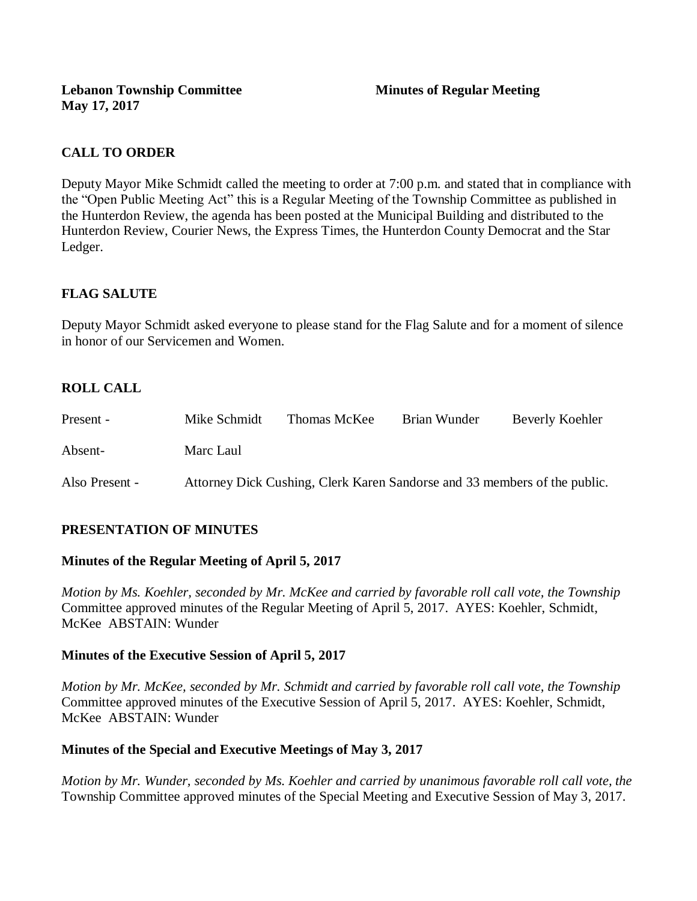**Lebanon Township Committee** **Minutes of Regular Meeting**
**May 17, 2017**

## CALL TO ORDER

Deputy Mayor Mike Schmidt called the meeting to order at 7:00 p.m. and stated that in compliance with the "Open Public Meeting Act" this is a Regular Meeting of the Township Committee as published in the Hunterdon Review, the agenda has been posted at the Municipal Building and distributed to the Hunterdon Review, Courier News, the Express Times, the Hunterdon County Democrat and the Star Ledger.

## FLAG SALUTE

Deputy Mayor Schmidt asked everyone to please stand for the Flag Salute and for a moment of silence in honor of our Servicemen and Women.

## ROLL CALL

| | | | | |
|---|---|---|---|---|
| Present - | Mike Schmidt | Thomas McKee | Brian Wunder | Beverly Koehler |
| Absent- | Marc Laul | | | |
| Also Present - | Attorney Dick Cushing, Clerk Karen Sandorse and 33 members of the public. | | | |

## PRESENTATION OF MINUTES

### Minutes of the Regular Meeting of April 5, 2017

*Motion by Ms. Koehler, seconded by Mr. McKee and carried by favorable roll call vote, the Township* Committee approved minutes of the Regular Meeting of April 5, 2017. AYES: Koehler, Schmidt, McKee ABSTAIN: Wunder

### Minutes of the Executive Session of April 5, 2017

*Motion by Mr. McKee, seconded by Mr. Schmidt and carried by favorable roll call vote, the Township* Committee approved minutes of the Executive Session of April 5, 2017. AYES: Koehler, Schmidt, McKee ABSTAIN: Wunder

### Minutes of the Special and Executive Meetings of May 3, 2017

*Motion by Mr. Wunder, seconded by Ms. Koehler and carried by unanimous favorable roll call vote, the* Township Committee approved minutes of the Special Meeting and Executive Session of May 3, 2017.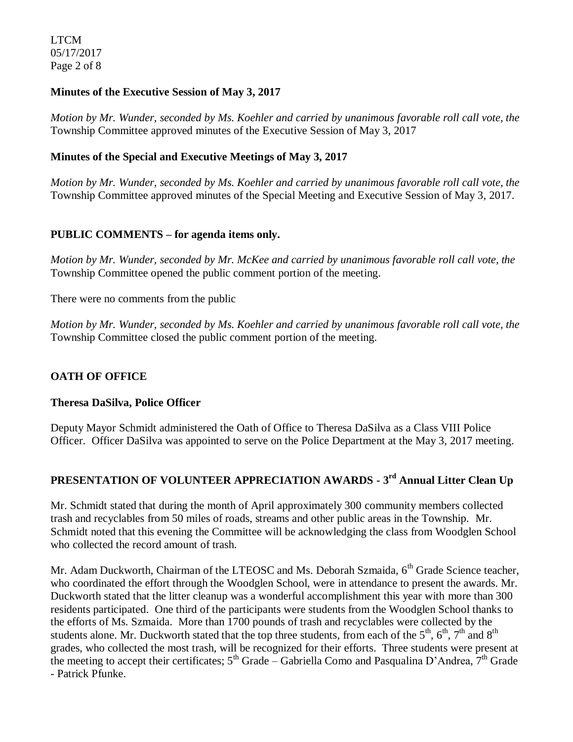**Minutes of the Executive Session of May 3, 2017**

*Motion by Mr. Wunder, seconded by Ms. Koehler and carried by unanimous favorable roll call vote, the* Township Committee approved minutes of the Executive Session of May 3, 2017

**Minutes of the Special and Executive Meetings of May 3, 2017**

*Motion by Mr. Wunder, seconded by Ms. Koehler and carried by unanimous favorable roll call vote, the* Township Committee approved minutes of the Special Meeting and Executive Session of May 3, 2017.

**PUBLIC COMMENTS – for agenda items only.**

*Motion by Mr. Wunder, seconded by Mr. McKee and carried by unanimous favorable roll call vote, the* Township Committee opened the public comment portion of the meeting.

There were no comments from the public

*Motion by Mr. Wunder, seconded by Ms. Koehler and carried by unanimous favorable roll call vote, the* Township Committee closed the public comment portion of the meeting.

**OATH OF OFFICE**

**Theresa DaSilva, Police Officer**

Deputy Mayor Schmidt administered the Oath of Office to Theresa DaSilva as a Class VIII Police Officer. Officer DaSilva was appointed to serve on the Police Department at the May 3, 2017 meeting.

**PRESENTATION OF VOLUNTEER APPRECIATION AWARDS - 3rd Annual Litter Clean Up**

Mr. Schmidt stated that during the month of April approximately 300 community members collected trash and recyclables from 50 miles of roads, streams and other public areas in the Township. Mr. Schmidt noted that this evening the Committee will be acknowledging the class from Woodglen School who collected the record amount of trash.

Mr. Adam Duckworth, Chairman of the LTEOSC and Ms. Deborah Szmaida, 6th Grade Science teacher, who coordinated the effort through the Woodglen School, were in attendance to present the awards. Mr. Duckworth stated that the litter cleanup was a wonderful accomplishment this year with more than 300 residents participated. One third of the participants were students from the Woodglen School thanks to the efforts of Ms. Szmaida. More than 1700 pounds of trash and recyclables were collected by the students alone. Mr. Duckworth stated that the top three students, from each of the 5th, 6th, 7th and 8th grades, who collected the most trash, will be recognized for their efforts. Three students were present at the meeting to accept their certificates; 5th Grade – Gabriella Como and Pasqualina D'Andrea, 7th Grade - Patrick Pfunke.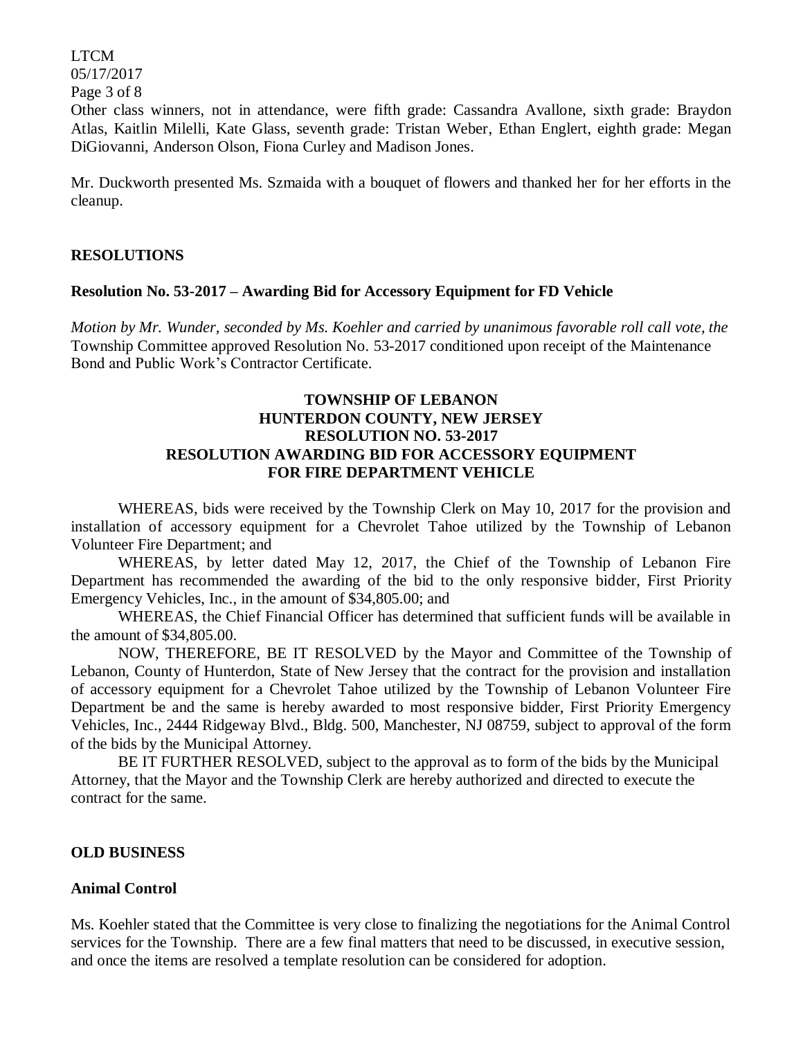Other class winners, not in attendance, were fifth grade: Cassandra Avallone, sixth grade: Braydon Atlas, Kaitlin Milelli, Kate Glass, seventh grade: Tristan Weber, Ethan Englert, eighth grade: Megan DiGiovanni, Anderson Olson, Fiona Curley and Madison Jones.

Mr. Duckworth presented Ms. Szmaida with a bouquet of flowers and thanked her for her efforts in the cleanup.

## RESOLUTIONS

### Resolution No. 53-2017 – Awarding Bid for Accessory Equipment for FD Vehicle

*Motion by Mr. Wunder, seconded by Ms. Koehler and carried by unanimous favorable roll call vote, the* Township Committee approved Resolution No. 53-2017 conditioned upon receipt of the Maintenance Bond and Public Work's Contractor Certificate.

**TOWNSHIP OF LEBANON**
**HUNTERDON COUNTY, NEW JERSEY**
**RESOLUTION NO. 53-2017**
**RESOLUTION AWARDING BID FOR ACCESSORY EQUIPMENT FOR FIRE DEPARTMENT VEHICLE**

WHEREAS, bids were received by the Township Clerk on May 10, 2017 for the provision and installation of accessory equipment for a Chevrolet Tahoe utilized by the Township of Lebanon Volunteer Fire Department; and

WHEREAS, by letter dated May 12, 2017, the Chief of the Township of Lebanon Fire Department has recommended the awarding of the bid to the only responsive bidder, First Priority Emergency Vehicles, Inc., in the amount of $34,805.00; and

WHEREAS, the Chief Financial Officer has determined that sufficient funds will be available in the amount of $34,805.00.

NOW, THEREFORE, BE IT RESOLVED by the Mayor and Committee of the Township of Lebanon, County of Hunterdon, State of New Jersey that the contract for the provision and installation of accessory equipment for a Chevrolet Tahoe utilized by the Township of Lebanon Volunteer Fire Department be and the same is hereby awarded to most responsive bidder, First Priority Emergency Vehicles, Inc., 2444 Ridgeway Blvd., Bldg. 500, Manchester, NJ 08759, subject to approval of the form of the bids by the Municipal Attorney.

BE IT FURTHER RESOLVED, subject to the approval as to form of the bids by the Municipal Attorney, that the Mayor and the Township Clerk are hereby authorized and directed to execute the contract for the same.

## OLD BUSINESS

### Animal Control

Ms. Koehler stated that the Committee is very close to finalizing the negotiations for the Animal Control services for the Township. There are a few final matters that need to be discussed, in executive session, and once the items are resolved a template resolution can be considered for adoption.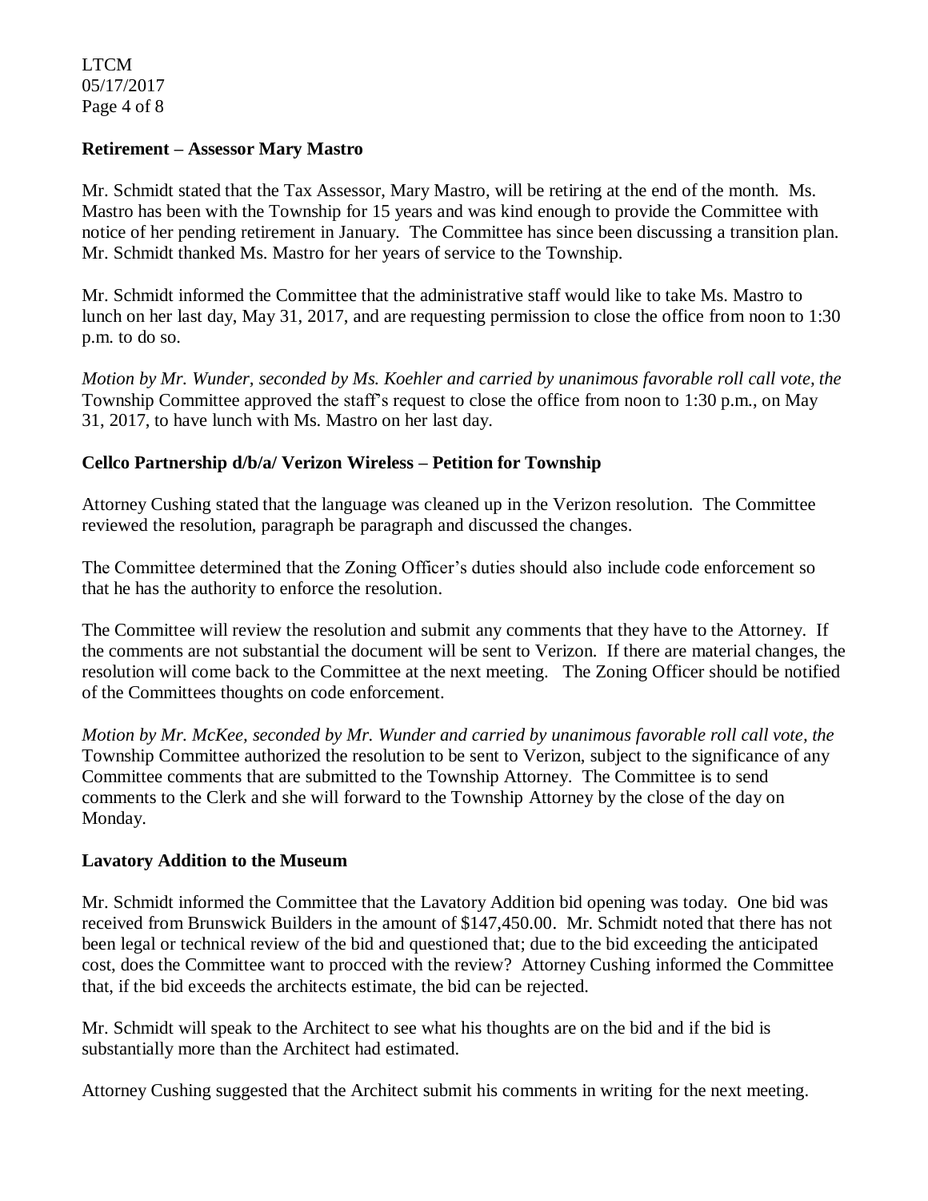**Retirement – Assessor Mary Mastro**

Mr. Schmidt stated that the Tax Assessor, Mary Mastro, will be retiring at the end of the month. Ms. Mastro has been with the Township for 15 years and was kind enough to provide the Committee with notice of her pending retirement in January. The Committee has since been discussing a transition plan. Mr. Schmidt thanked Ms. Mastro for her years of service to the Township.

Mr. Schmidt informed the Committee that the administrative staff would like to take Ms. Mastro to lunch on her last day, May 31, 2017, and are requesting permission to close the office from noon to 1:30 p.m. to do so.

*Motion by Mr. Wunder, seconded by Ms. Koehler and carried by unanimous favorable roll call vote, the* Township Committee approved the staff's request to close the office from noon to 1:30 p.m., on May 31, 2017, to have lunch with Ms. Mastro on her last day.

**Cellco Partnership d/b/a/ Verizon Wireless – Petition for Township**

Attorney Cushing stated that the language was cleaned up in the Verizon resolution. The Committee reviewed the resolution, paragraph be paragraph and discussed the changes.

The Committee determined that the Zoning Officer's duties should also include code enforcement so that he has the authority to enforce the resolution.

The Committee will review the resolution and submit any comments that they have to the Attorney. If the comments are not substantial the document will be sent to Verizon. If there are material changes, the resolution will come back to the Committee at the next meeting. The Zoning Officer should be notified of the Committees thoughts on code enforcement.

*Motion by Mr. McKee, seconded by Mr. Wunder and carried by unanimous favorable roll call vote, the* Township Committee authorized the resolution to be sent to Verizon, subject to the significance of any Committee comments that are submitted to the Township Attorney. The Committee is to send comments to the Clerk and she will forward to the Township Attorney by the close of the day on Monday.

**Lavatory Addition to the Museum**

Mr. Schmidt informed the Committee that the Lavatory Addition bid opening was today. One bid was received from Brunswick Builders in the amount of $147,450.00. Mr. Schmidt noted that there has not been legal or technical review of the bid and questioned that; due to the bid exceeding the anticipated cost, does the Committee want to procced with the review? Attorney Cushing informed the Committee that, if the bid exceeds the architects estimate, the bid can be rejected.

Mr. Schmidt will speak to the Architect to see what his thoughts are on the bid and if the bid is substantially more than the Architect had estimated.

Attorney Cushing suggested that the Architect submit his comments in writing for the next meeting.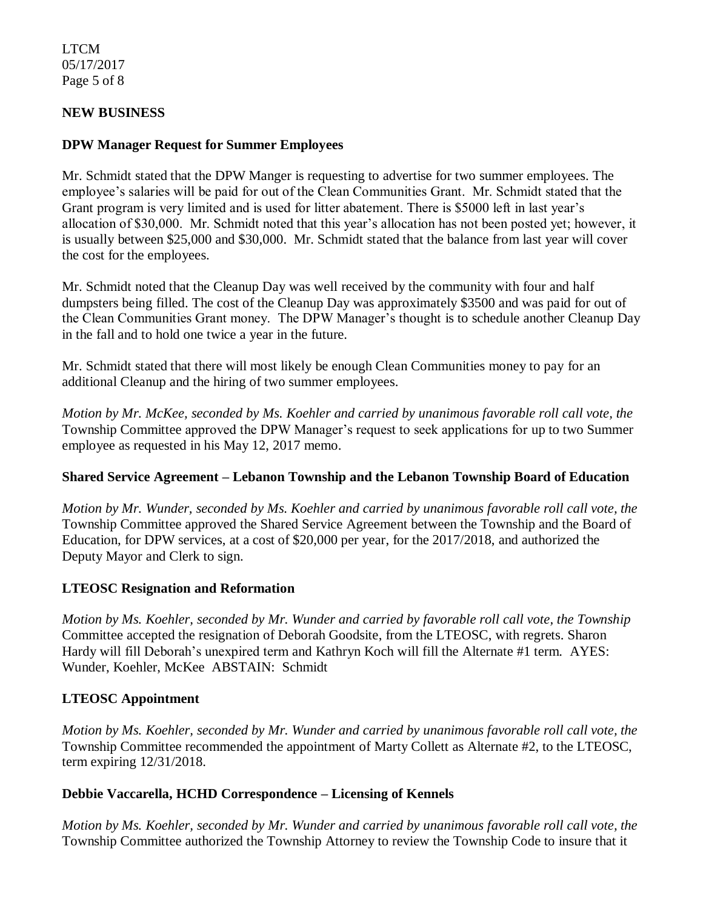## NEW BUSINESS

### DPW Manager Request for Summer Employees

Mr. Schmidt stated that the DPW Manger is requesting to advertise for two summer employees. The employee's salaries will be paid for out of the Clean Communities Grant. Mr. Schmidt stated that the Grant program is very limited and is used for litter abatement. There is $5000 left in last year's allocation of $30,000. Mr. Schmidt noted that this year's allocation has not been posted yet; however, it is usually between $25,000 and $30,000. Mr. Schmidt stated that the balance from last year will cover the cost for the employees.

Mr. Schmidt noted that the Cleanup Day was well received by the community with four and half dumpsters being filled. The cost of the Cleanup Day was approximately $3500 and was paid for out of the Clean Communities Grant money. The DPW Manager's thought is to schedule another Cleanup Day in the fall and to hold one twice a year in the future.

Mr. Schmidt stated that there will most likely be enough Clean Communities money to pay for an additional Cleanup and the hiring of two summer employees.

*Motion by Mr. McKee, seconded by Ms. Koehler and carried by unanimous favorable roll call vote, the* Township Committee approved the DPW Manager's request to seek applications for up to two Summer employee as requested in his May 12, 2017 memo.

### Shared Service Agreement – Lebanon Township and the Lebanon Township Board of Education

*Motion by Mr. Wunder, seconded by Ms. Koehler and carried by unanimous favorable roll call vote, the* Township Committee approved the Shared Service Agreement between the Township and the Board of Education, for DPW services, at a cost of $20,000 per year, for the 2017/2018, and authorized the Deputy Mayor and Clerk to sign.

### LTEOSC Resignation and Reformation

*Motion by Ms. Koehler, seconded by Mr. Wunder and carried by favorable roll call vote, the Township* Committee accepted the resignation of Deborah Goodsite, from the LTEOSC, with regrets. Sharon Hardy will fill Deborah's unexpired term and Kathryn Koch will fill the Alternate #1 term. AYES: Wunder, Koehler, McKee ABSTAIN: Schmidt

### LTEOSC Appointment

*Motion by Ms. Koehler, seconded by Mr. Wunder and carried by unanimous favorable roll call vote, the* Township Committee recommended the appointment of Marty Collett as Alternate #2, to the LTEOSC, term expiring 12/31/2018.

### Debbie Vaccarella, HCHD Correspondence – Licensing of Kennels

*Motion by Ms. Koehler, seconded by Mr. Wunder and carried by unanimous favorable roll call vote, the* Township Committee authorized the Township Attorney to review the Township Code to insure that it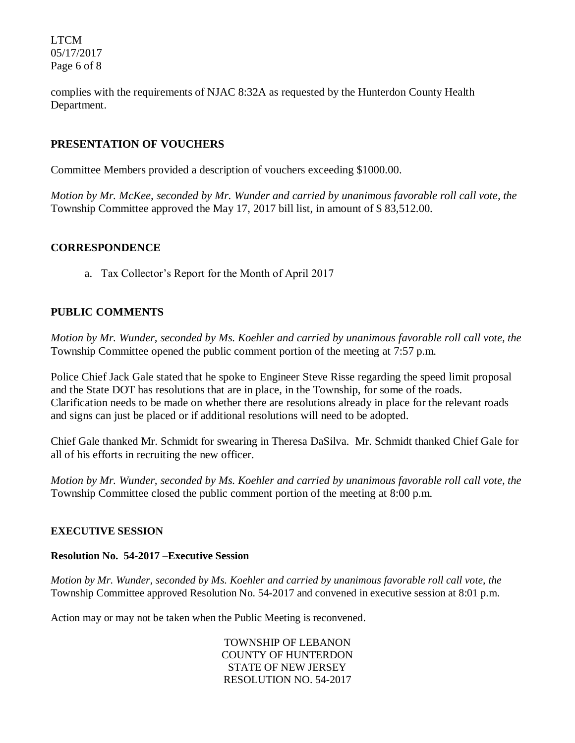complies with the requirements of NJAC 8:32A as requested by the Hunterdon County Health Department.

**PRESENTATION OF VOUCHERS**

Committee Members provided a description of vouchers exceeding $1000.00.

*Motion by Mr. McKee, seconded by Mr. Wunder and carried by unanimous favorable roll call vote, the* Township Committee approved the May 17, 2017 bill list, in amount of $ 83,512.00.

**CORRESPONDENCE**

a. Tax Collector's Report for the Month of April 2017

**PUBLIC COMMENTS**

*Motion by Mr. Wunder, seconded by Ms. Koehler and carried by unanimous favorable roll call vote, the* Township Committee opened the public comment portion of the meeting at 7:57 p.m.

Police Chief Jack Gale stated that he spoke to Engineer Steve Risse regarding the speed limit proposal and the State DOT has resolutions that are in place, in the Township, for some of the roads. Clarification needs to be made on whether there are resolutions already in place for the relevant roads and signs can just be placed or if additional resolutions will need to be adopted.

Chief Gale thanked Mr. Schmidt for swearing in Theresa DaSilva. Mr. Schmidt thanked Chief Gale for all of his efforts in recruiting the new officer.

*Motion by Mr. Wunder, seconded by Ms. Koehler and carried by unanimous favorable roll call vote, the* Township Committee closed the public comment portion of the meeting at 8:00 p.m.

**EXECUTIVE SESSION**

**Resolution No. 54-2017 –Executive Session**

*Motion by Mr. Wunder, seconded by Ms. Koehler and carried by unanimous favorable roll call vote, the* Township Committee approved Resolution No. 54-2017 and convened in executive session at 8:01 p.m.

Action may or may not be taken when the Public Meeting is reconvened.

TOWNSHIP OF LEBANON
COUNTY OF HUNTERDON
STATE OF NEW JERSEY
RESOLUTION NO. 54-2017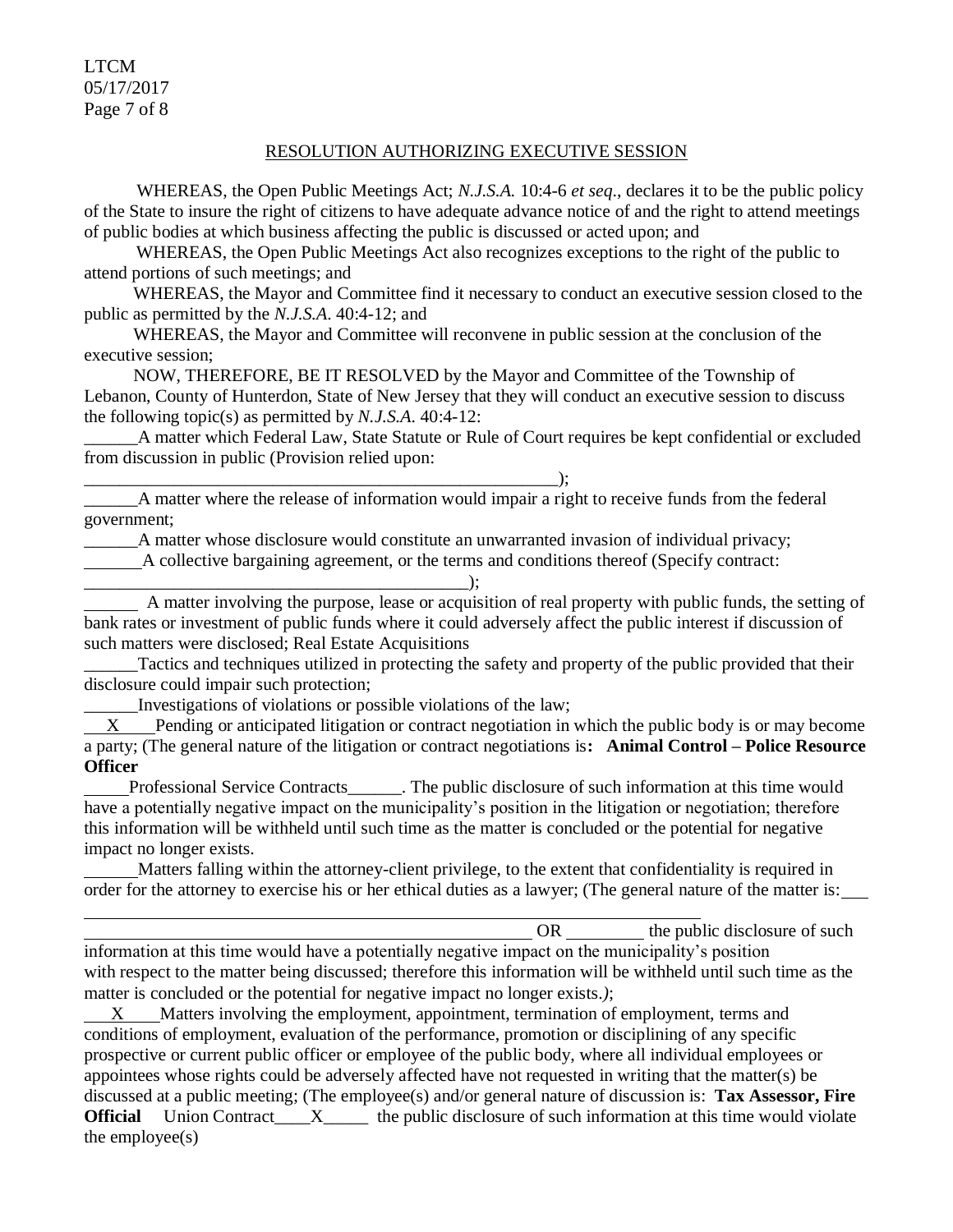RESOLUTION AUTHORIZING EXECUTIVE SESSION

WHEREAS, the Open Public Meetings Act; *N.J.S.A.* 10:4-6 *et seq*., declares it to be the public policy of the State to insure the right of citizens to have adequate advance notice of and the right to attend meetings of public bodies at which business affecting the public is discussed or acted upon; and

WHEREAS, the Open Public Meetings Act also recognizes exceptions to the right of the public to attend portions of such meetings; and

WHEREAS, the Mayor and Committee find it necessary to conduct an executive session closed to the public as permitted by the *N.J.S.A*. 40:4-12; and

WHEREAS, the Mayor and Committee will reconvene in public session at the conclusion of the executive session;

NOW, THEREFORE, BE IT RESOLVED by the Mayor and Committee of the Township of Lebanon, County of Hunterdon, State of New Jersey that they will conduct an executive session to discuss the following topic(s) as permitted by *N.J.S.A*. 40:4-12:

______A matter which Federal Law, State Statute or Rule of Court requires be kept confidential or excluded from discussion in public (Provision relied upon: ________________________________________________________);

______A matter where the release of information would impair a right to receive funds from the federal government;

______A matter whose disclosure would constitute an unwarranted invasion of individual privacy;

______A collective bargaining agreement, or the terms and conditions thereof (Specify contract: ____________________________________________);

______ A matter involving the purpose, lease or acquisition of real property with public funds, the setting of bank rates or investment of public funds where it could adversely affect the public interest if discussion of such matters were disclosed; Real Estate Acquisitions

______Tactics and techniques utilized in protecting the safety and property of the public provided that their disclosure could impair such protection;

______Investigations of violations or possible violations of the law;

___X___Pending or anticipated litigation or contract negotiation in which the public body is or may become a party; (The general nature of the litigation or contract negotiations is**: Animal Control – Police Resource Officer**

_____Professional Service Contracts______. The public disclosure of such information at this time would have a potentially negative impact on the municipality's position in the litigation or negotiation; therefore this information will be withheld until such time as the matter is concluded or the potential for negative impact no longer exists.

______Matters falling within the attorney-client privilege, to the extent that confidentiality is required in order for the attorney to exercise his or her ethical duties as a lawyer; (The general nature of the matter is: ___

____________________________________________________________________________

____________________________________________________ OR ________ the public disclosure of such information at this time would have a potentially negative impact on the municipality's position with respect to the matter being discussed; therefore this information will be withheld until such time as the matter is concluded or the potential for negative impact no longer exists.*)*;

___X___Matters involving the employment, appointment, termination of employment, terms and conditions of employment, evaluation of the performance, promotion or disciplining of any specific prospective or current public officer or employee of the public body, where all individual employees or appointees whose rights could be adversely affected have not requested in writing that the matter(s) be discussed at a public meeting; (The employee(s) and/or general nature of discussion is: **Tax Assessor, Fire Official** Union Contract____X_____ the public disclosure of such information at this time would violate the employee(s)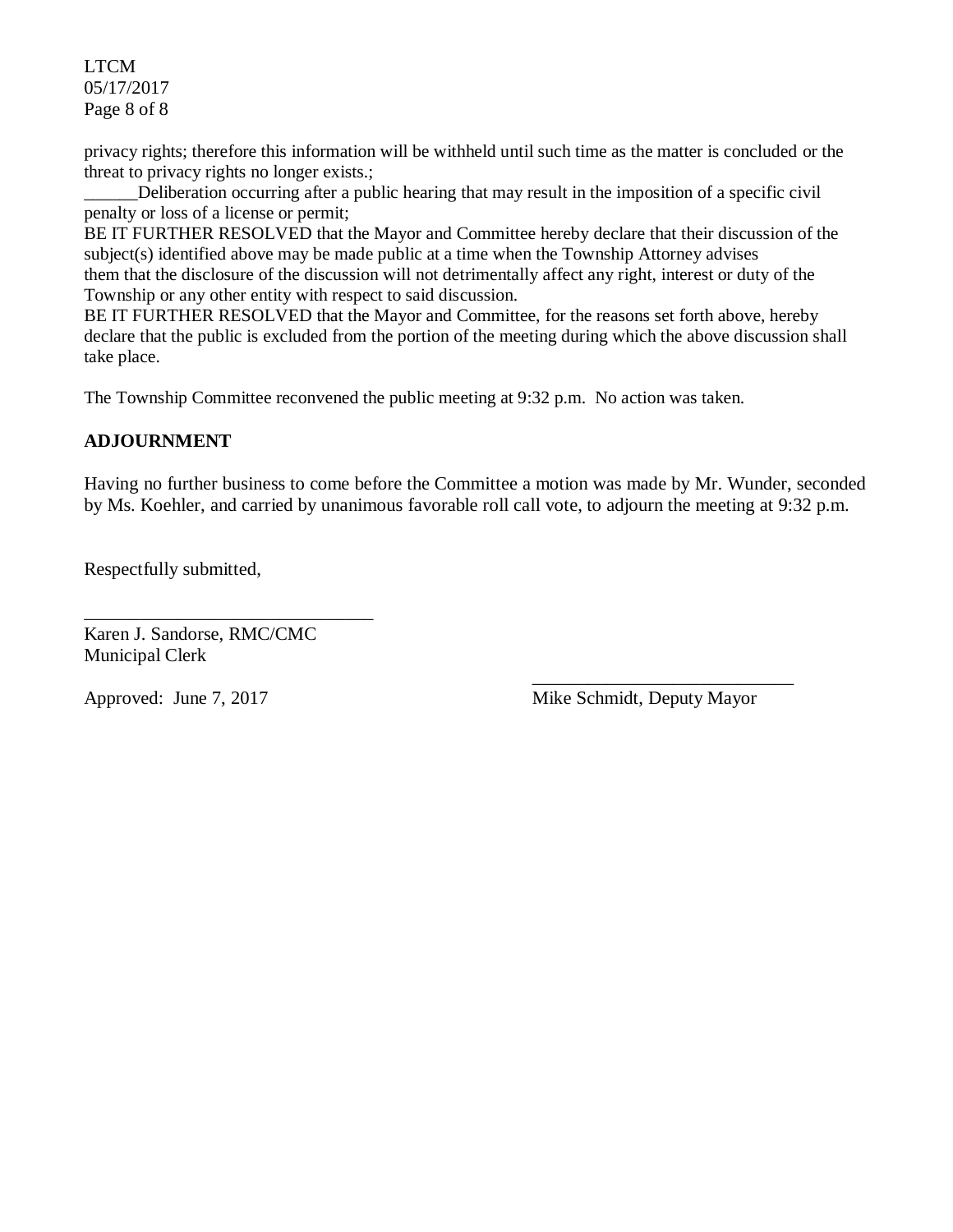privacy rights; therefore this information will be withheld until such time as the matter is concluded or the threat to privacy rights no longer exists.;

______Deliberation occurring after a public hearing that may result in the imposition of a specific civil penalty or loss of a license or permit;

BE IT FURTHER RESOLVED that the Mayor and Committee hereby declare that their discussion of the subject(s) identified above may be made public at a time when the Township Attorney advises them that the disclosure of the discussion will not detrimentally affect any right, interest or duty of the Township or any other entity with respect to said discussion.

BE IT FURTHER RESOLVED that the Mayor and Committee, for the reasons set forth above, hereby declare that the public is excluded from the portion of the meeting during which the above discussion shall take place.

The Township Committee reconvened the public meeting at 9:32 p.m. No action was taken.

**ADJOURNMENT**

Having no further business to come before the Committee a motion was made by Mr. Wunder, seconded by Ms. Koehler, and carried by unanimous favorable roll call vote, to adjourn the meeting at 9:32 p.m.

Respectfully submitted,

______________________________
Karen J. Sandorse, RMC/CMC
Municipal Clerk

Approved: June 7, 2017

______________________________
Mike Schmidt, Deputy Mayor